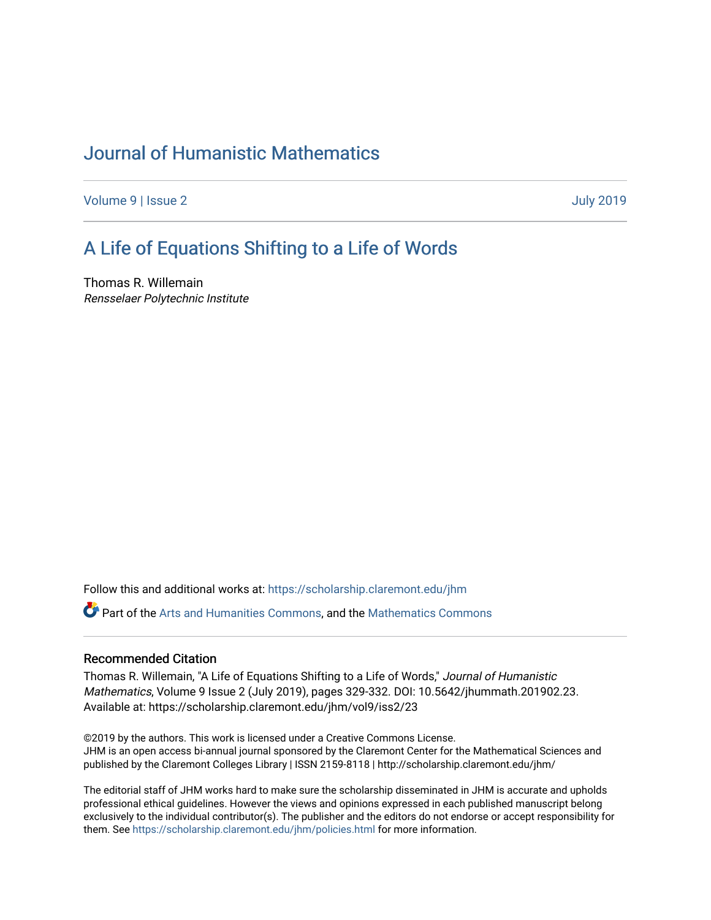# Journal of Humanistic Mathematics

Volume 9 | Issue 2 July 2019

## A Life of Equations Shifting to a Life of Words

Thomas R. Willemain
*Rensselaer Polytechnic Institute*

Follow this and additional works at: https://scholarship.claremont.edu/jhm

Part of the Arts and Humanities Commons, and the Mathematics Commons

### Recommended Citation

Thomas R. Willemain, "A Life of Equations Shifting to a Life of Words," *Journal of Humanistic Mathematics*, Volume 9 Issue 2 (July 2019), pages 329-332. DOI: 10.5642/jhummath.201902.23. Available at: https://scholarship.claremont.edu/jhm/vol9/iss2/23

©2019 by the authors. This work is licensed under a Creative Commons License.
JHM is an open access bi-annual journal sponsored by the Claremont Center for the Mathematical Sciences and published by the Claremont Colleges Library | ISSN 2159-8118 | http://scholarship.claremont.edu/jhm/

The editorial staff of JHM works hard to make sure the scholarship disseminated in JHM is accurate and upholds professional ethical guidelines. However the views and opinions expressed in each published manuscript belong exclusively to the individual contributor(s). The publisher and the editors do not endorse or accept responsibility for them. See https://scholarship.claremont.edu/jhm/policies.html for more information.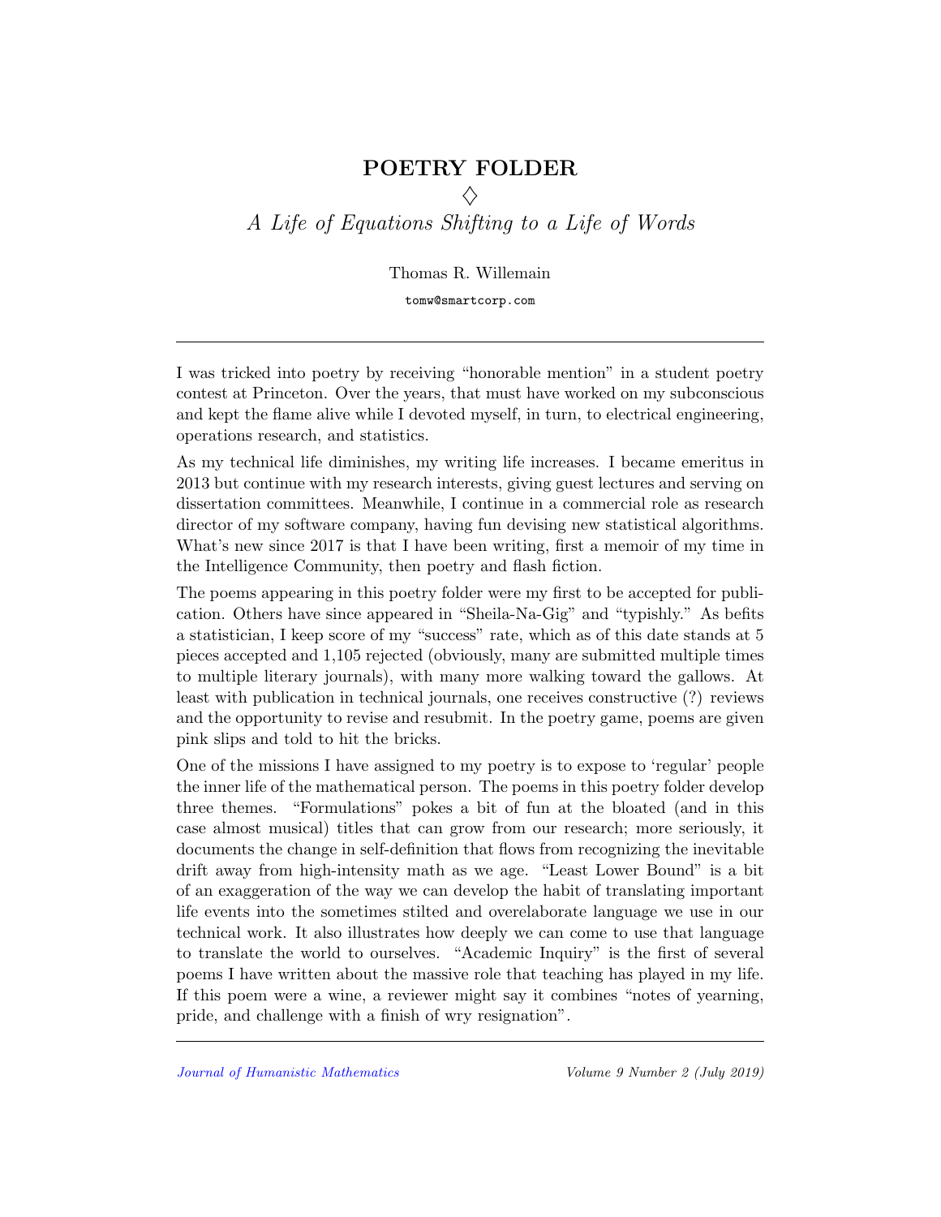# POETRY FOLDER

♢

*A Life of Equations Shifting to a Life of Words*

Thomas R. Willemain

`tomw@smartcorp.com`

---

I was tricked into poetry by receiving "honorable mention" in a student poetry contest at Princeton. Over the years, that must have worked on my subconscious and kept the flame alive while I devoted myself, in turn, to electrical engineering, operations research, and statistics.

As my technical life diminishes, my writing life increases. I became emeritus in 2013 but continue with my research interests, giving guest lectures and serving on dissertation committees. Meanwhile, I continue in a commercial role as research director of my software company, having fun devising new statistical algorithms. What's new since 2017 is that I have been writing, first a memoir of my time in the Intelligence Community, then poetry and flash fiction.

The poems appearing in this poetry folder were my first to be accepted for publication. Others have since appeared in "Sheila-Na-Gig" and "typishly." As befits a statistician, I keep score of my "success" rate, which as of this date stands at 5 pieces accepted and 1,105 rejected (obviously, many are submitted multiple times to multiple literary journals), with many more walking toward the gallows. At least with publication in technical journals, one receives constructive (?) reviews and the opportunity to revise and resubmit. In the poetry game, poems are given pink slips and told to hit the bricks.

One of the missions I have assigned to my poetry is to expose to 'regular' people the inner life of the mathematical person. The poems in this poetry folder develop three themes. "Formulations" pokes a bit of fun at the bloated (and in this case almost musical) titles that can grow from our research; more seriously, it documents the change in self-definition that flows from recognizing the inevitable drift away from high-intensity math as we age. "Least Lower Bound" is a bit of an exaggeration of the way we can develop the habit of translating important life events into the sometimes stilted and overelaborate language we use in our technical work. It also illustrates how deeply we can come to use that language to translate the world to ourselves. "Academic Inquiry" is the first of several poems I have written about the massive role that teaching has played in my life. If this poem were a wine, a reviewer might say it combines "notes of yearning, pride, and challenge with a finish of wry resignation".

---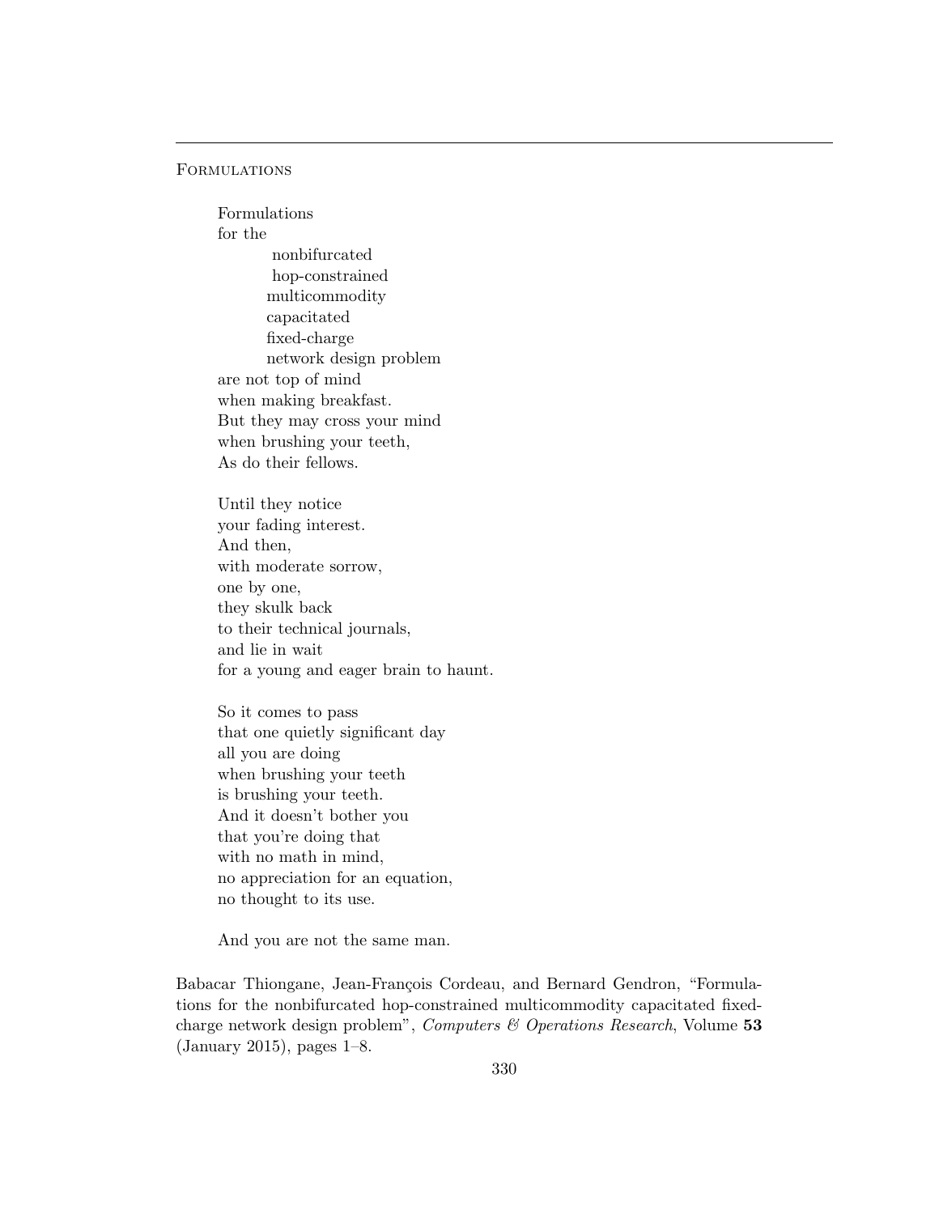## Formulations

Formulations  
for the  
&nbsp;&nbsp;&nbsp;&nbsp;&nbsp;&nbsp;&nbsp;&nbsp;nonbifurcated  
&nbsp;&nbsp;&nbsp;&nbsp;&nbsp;&nbsp;&nbsp;&nbsp;hop-constrained  
&nbsp;&nbsp;&nbsp;&nbsp;&nbsp;&nbsp;&nbsp;&nbsp;multicommodity  
&nbsp;&nbsp;&nbsp;&nbsp;&nbsp;&nbsp;&nbsp;&nbsp;capacitated  
&nbsp;&nbsp;&nbsp;&nbsp;&nbsp;&nbsp;&nbsp;&nbsp;fixed-charge  
&nbsp;&nbsp;&nbsp;&nbsp;&nbsp;&nbsp;&nbsp;&nbsp;network design problem  
are not top of mind  
when making breakfast.  
But they may cross your mind  
when brushing your teeth,  
As do their fellows.

Until they notice  
your fading interest.  
And then,  
with moderate sorrow,  
one by one,  
they skulk back  
to their technical journals,  
and lie in wait  
for a young and eager brain to haunt.

So it comes to pass  
that one quietly significant day  
all you are doing  
when brushing your teeth  
is brushing your teeth.  
And it doesn't bother you  
that you're doing that  
with no math in mind,  
no appreciation for an equation,  
no thought to its use.

And you are not the same man.

Babacar Thiongane, Jean-François Cordeau, and Bernard Gendron, "Formulations for the nonbifurcated hop-constrained multicommodity capacitated fixed-charge network design problem", *Computers & Operations Research*, Volume **53** (January 2015), pages 1–8.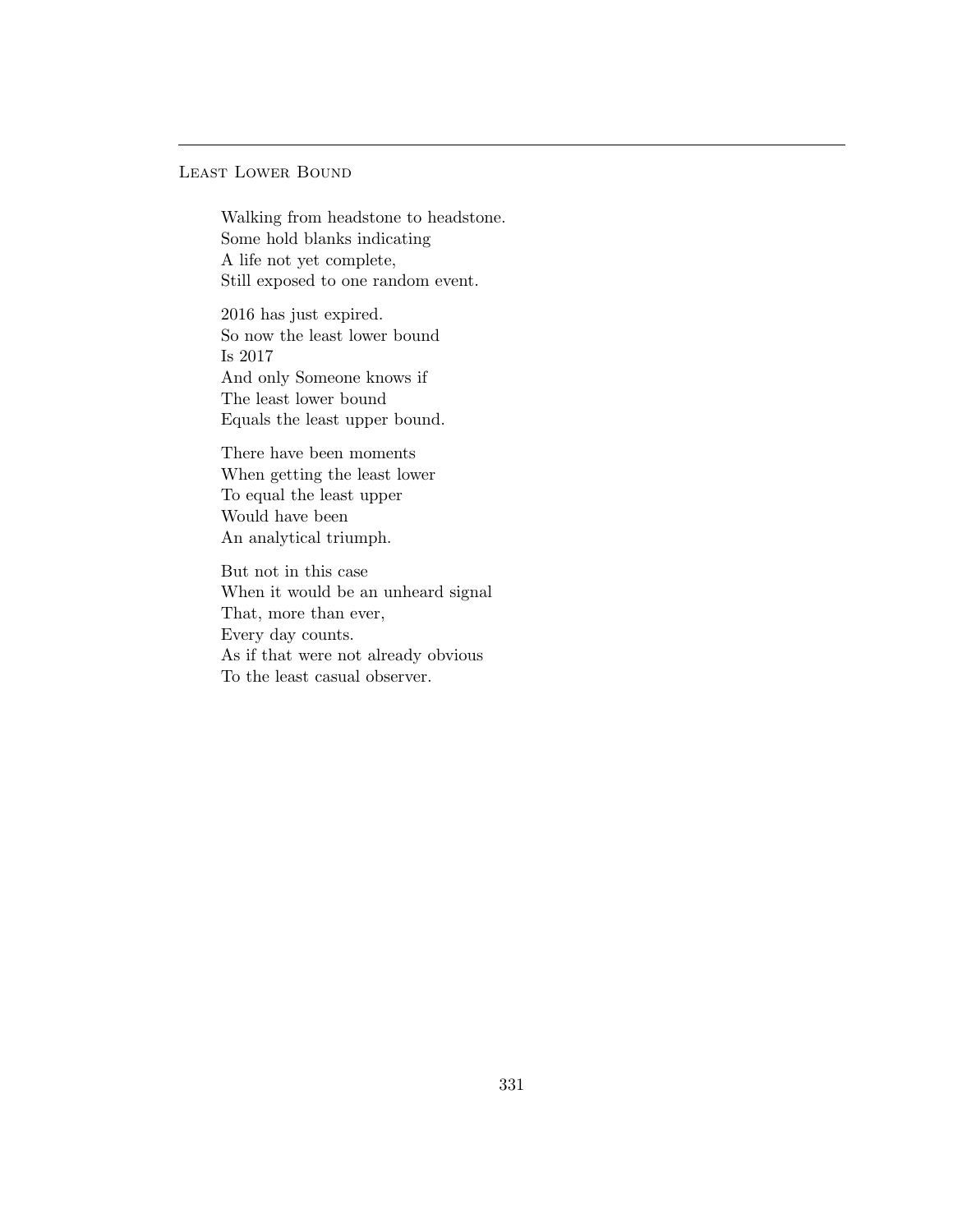## Least Lower Bound

Walking from headstone to headstone.  
Some hold blanks indicating  
A life not yet complete,  
Still exposed to one random event.

2016 has just expired.  
So now the least lower bound  
Is 2017  
And only Someone knows if  
The least lower bound  
Equals the least upper bound.

There have been moments  
When getting the least lower  
To equal the least upper  
Would have been  
An analytical triumph.

But not in this case  
When it would be an unheard signal  
That, more than ever,  
Every day counts.  
As if that were not already obvious  
To the least casual observer.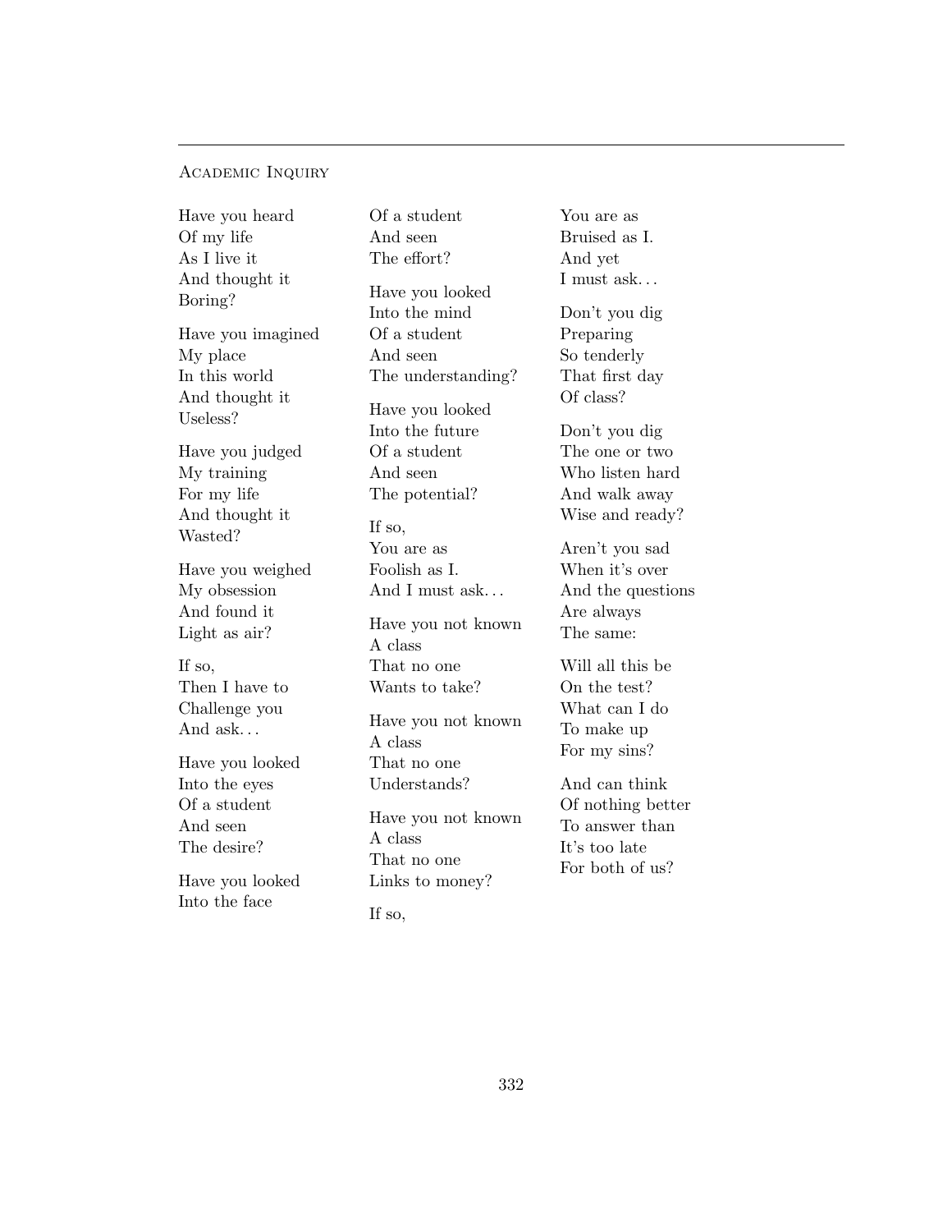## Academic Inquiry

Have you heard
Of my life
As I live it
And thought it
Boring?

Have you imagined
My place
In this world
And thought it
Useless?

Have you judged
My training
For my life
And thought it
Wasted?

Have you weighed
My obsession
And found it
Light as air?

If so,
Then I have to
Challenge you
And ask. . .

Have you looked
Into the eyes
Of a student
And seen
The desire?

Have you looked
Into the face
Of a student
And seen
The effort?

Have you looked
Into the mind
Of a student
And seen
The understanding?

Have you looked
Into the future
Of a student
And seen
The potential?

If so,
You are as
Foolish as I.
And I must ask. . .

Have you not known
A class
That no one
Wants to take?

Have you not known
A class
That no one
Understands?

Have you not known
A class
That no one
Links to money?

If so,
You are as
Bruised as I.
And yet
I must ask. . .

Don't you dig
Preparing
So tenderly
That first day
Of class?

Don't you dig
The one or two
Who listen hard
And walk away
Wise and ready?

Aren't you sad
When it's over
And the questions
Are always
The same:

Will all this be
On the test?
What can I do
To make up
For my sins?

And can think
Of nothing better
To answer than
It's too late
For both of us?